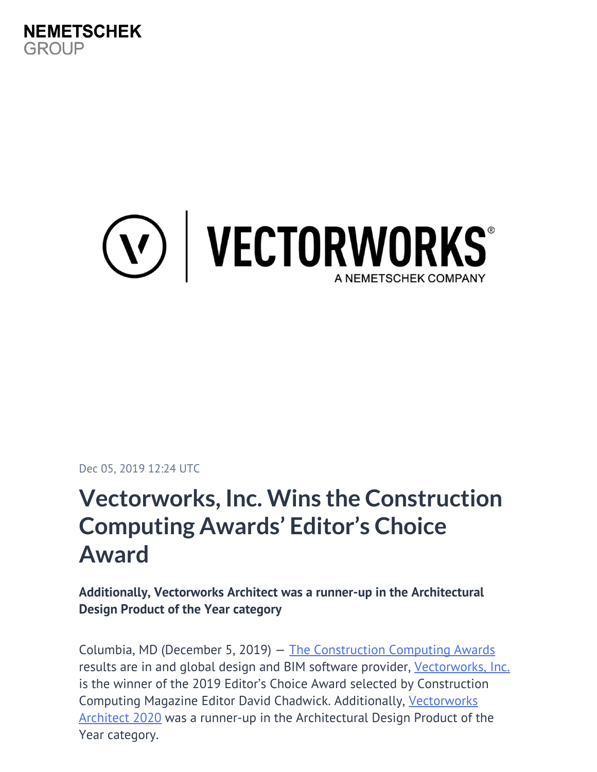NEMETSCHEK GROUP

VECTORWORKS®
A NEMETSCHEK COMPANY

Dec 05, 2019 12:24 UTC

# Vectorworks, Inc. Wins the Construction Computing Awards' Editor's Choice Award

**Additionally, Vectorworks Architect was a runner-up in the Architectural Design Product of the Year category**

Columbia, MD (December 5, 2019) — The Construction Computing Awards results are in and global design and BIM software provider, Vectorworks, Inc. is the winner of the 2019 Editor's Choice Award selected by Construction Computing Magazine Editor David Chadwick. Additionally, Vectorworks Architect 2020 was a runner-up in the Architectural Design Product of the Year category.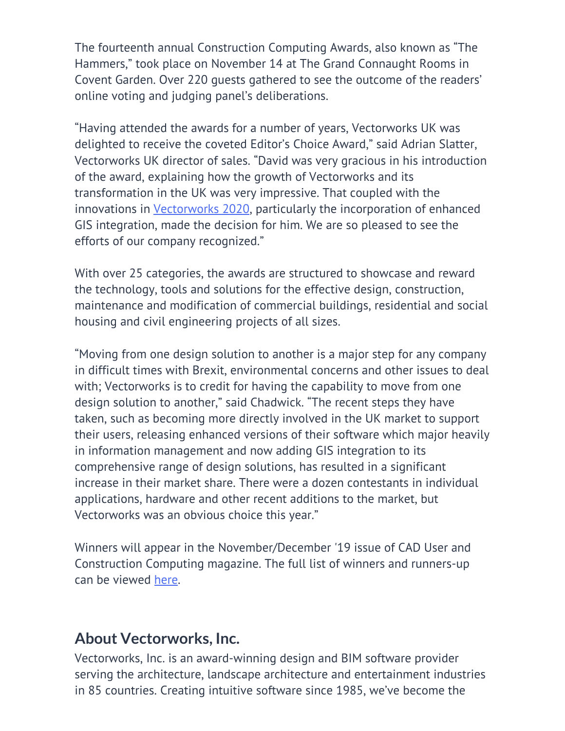The fourteenth annual Construction Computing Awards, also known as "The Hammers," took place on November 14 at The Grand Connaught Rooms in Covent Garden. Over 220 guests gathered to see the outcome of the readers' online voting and judging panel's deliberations.

"Having attended the awards for a number of years, Vectorworks UK was delighted to receive the coveted Editor's Choice Award," said Adrian Slatter, Vectorworks UK director of sales. "David was very gracious in his introduction of the award, explaining how the growth of Vectorworks and its transformation in the UK was very impressive. That coupled with the innovations in [Vectorworks 2020], particularly the incorporation of enhanced GIS integration, made the decision for him. We are so pleased to see the efforts of our company recognized."

With over 25 categories, the awards are structured to showcase and reward the technology, tools and solutions for the effective design, construction, maintenance and modification of commercial buildings, residential and social housing and civil engineering projects of all sizes.

"Moving from one design solution to another is a major step for any company in difficult times with Brexit, environmental concerns and other issues to deal with; Vectorworks is to credit for having the capability to move from one design solution to another," said Chadwick. "The recent steps they have taken, such as becoming more directly involved in the UK market to support their users, releasing enhanced versions of their software which major heavily in information management and now adding GIS integration to its comprehensive range of design solutions, has resulted in a significant increase in their market share. There were a dozen contestants in individual applications, hardware and other recent additions to the market, but Vectorworks was an obvious choice this year."

Winners will appear in the November/December '19 issue of CAD User and Construction Computing magazine. The full list of winners and runners-up can be viewed [here].

## About Vectorworks, Inc.

Vectorworks, Inc. is an award-winning design and BIM software provider serving the architecture, landscape architecture and entertainment industries in 85 countries. Creating intuitive software since 1985, we've become the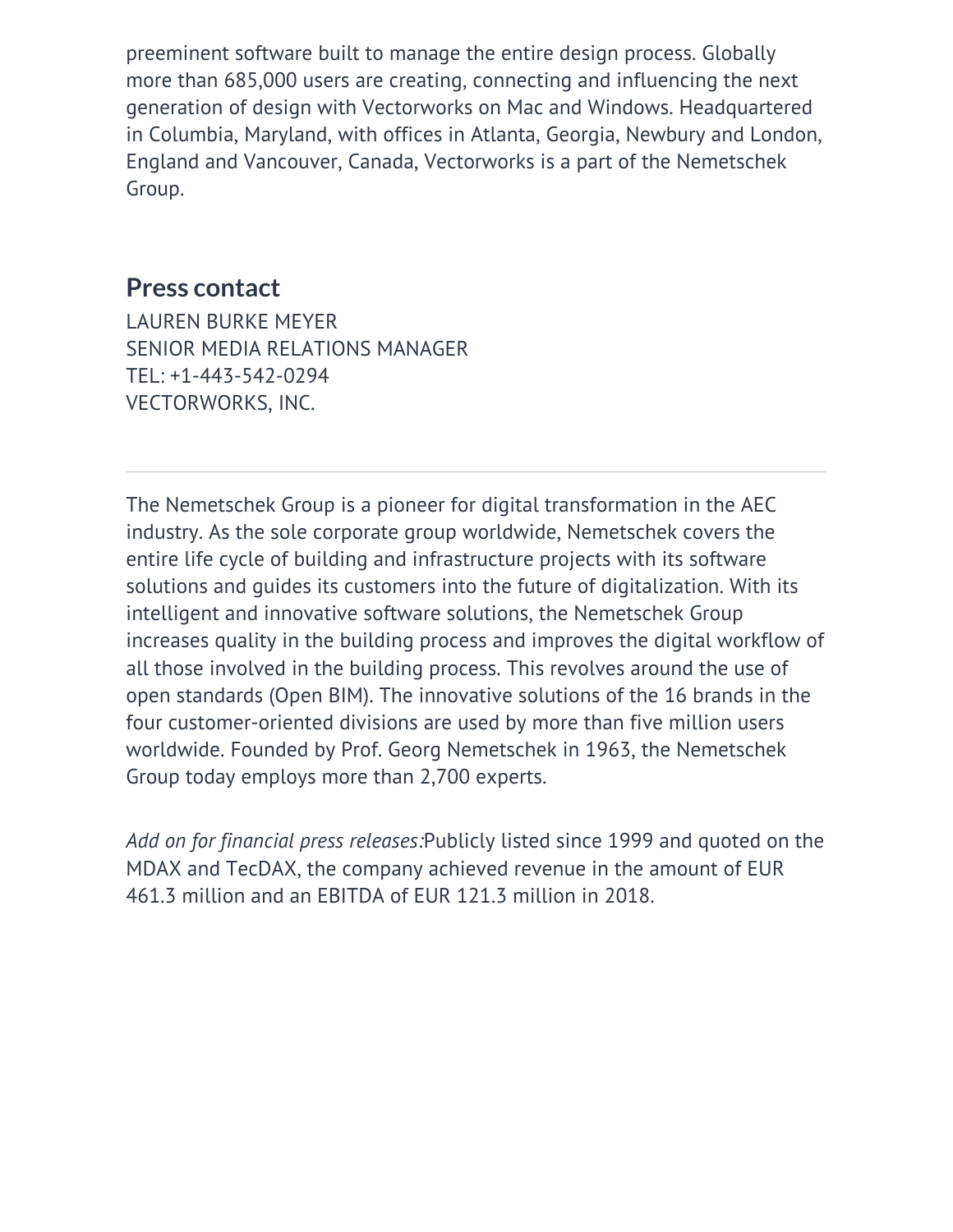preeminent software built to manage the entire design process. Globally more than 685,000 users are creating, connecting and influencing the next generation of design with Vectorworks on Mac and Windows. Headquartered in Columbia, Maryland, with offices in Atlanta, Georgia, Newbury and London, England and Vancouver, Canada, Vectorworks is a part of the Nemetschek Group.

## Press contact

LAUREN BURKE MEYER
SENIOR MEDIA RELATIONS MANAGER
TEL: +1-443-542-0294
VECTORWORKS, INC.

---

The Nemetschek Group is a pioneer for digital transformation in the AEC industry. As the sole corporate group worldwide, Nemetschek covers the entire life cycle of building and infrastructure projects with its software solutions and guides its customers into the future of digitalization. With its intelligent and innovative software solutions, the Nemetschek Group increases quality in the building process and improves the digital workflow of all those involved in the building process. This revolves around the use of open standards (Open BIM). The innovative solutions of the 16 brands in the four customer-oriented divisions are used by more than five million users worldwide. Founded by Prof. Georg Nemetschek in 1963, the Nemetschek Group today employs more than 2,700 experts.

*Add on for financial press releases:*Publicly listed since 1999 and quoted on the MDAX and TecDAX, the company achieved revenue in the amount of EUR 461.3 million and an EBITDA of EUR 121.3 million in 2018.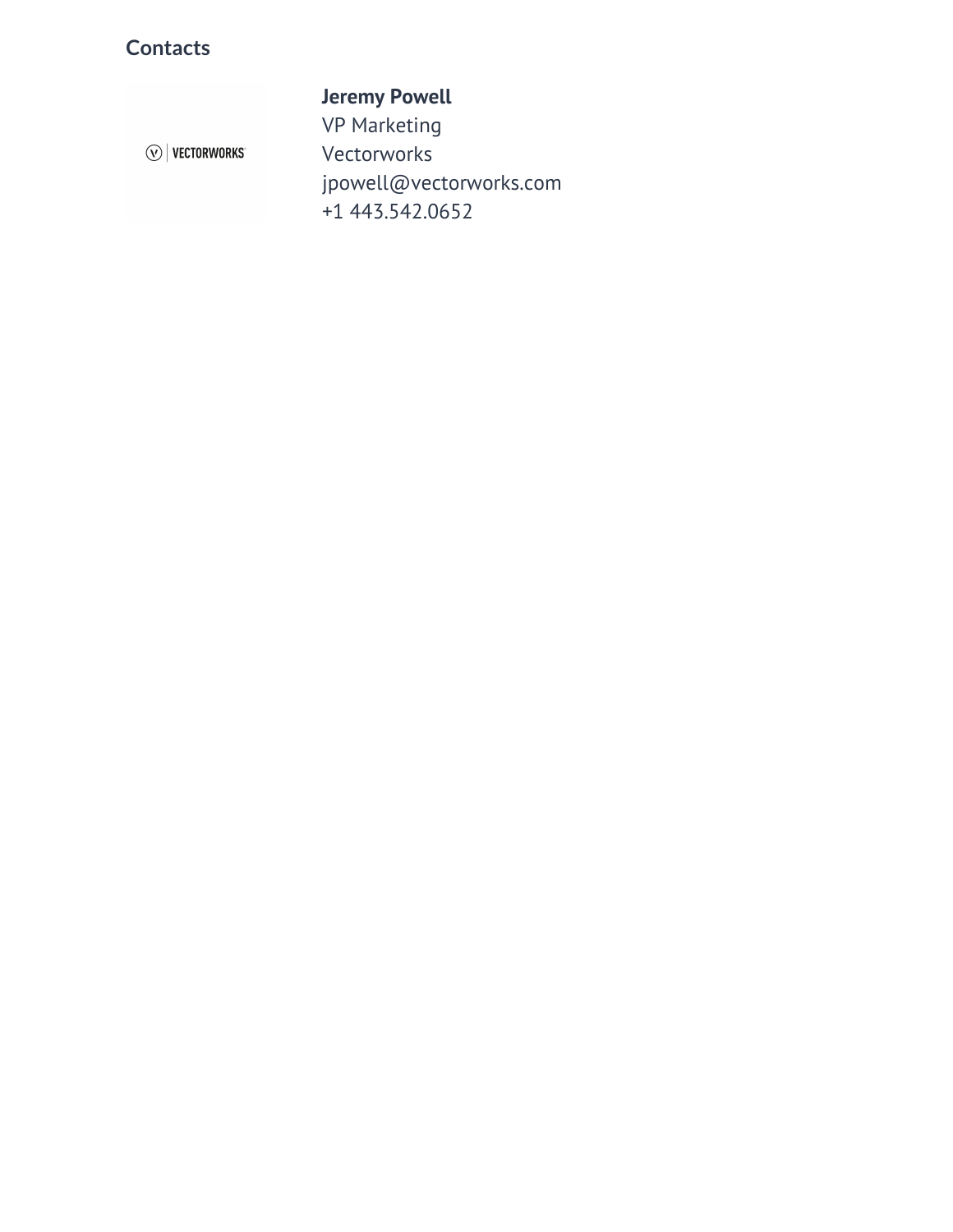## Contacts

**Jeremy Powell**
VP Marketing
Vectorworks
jpowell@vectorworks.com
+1 443.542.0652